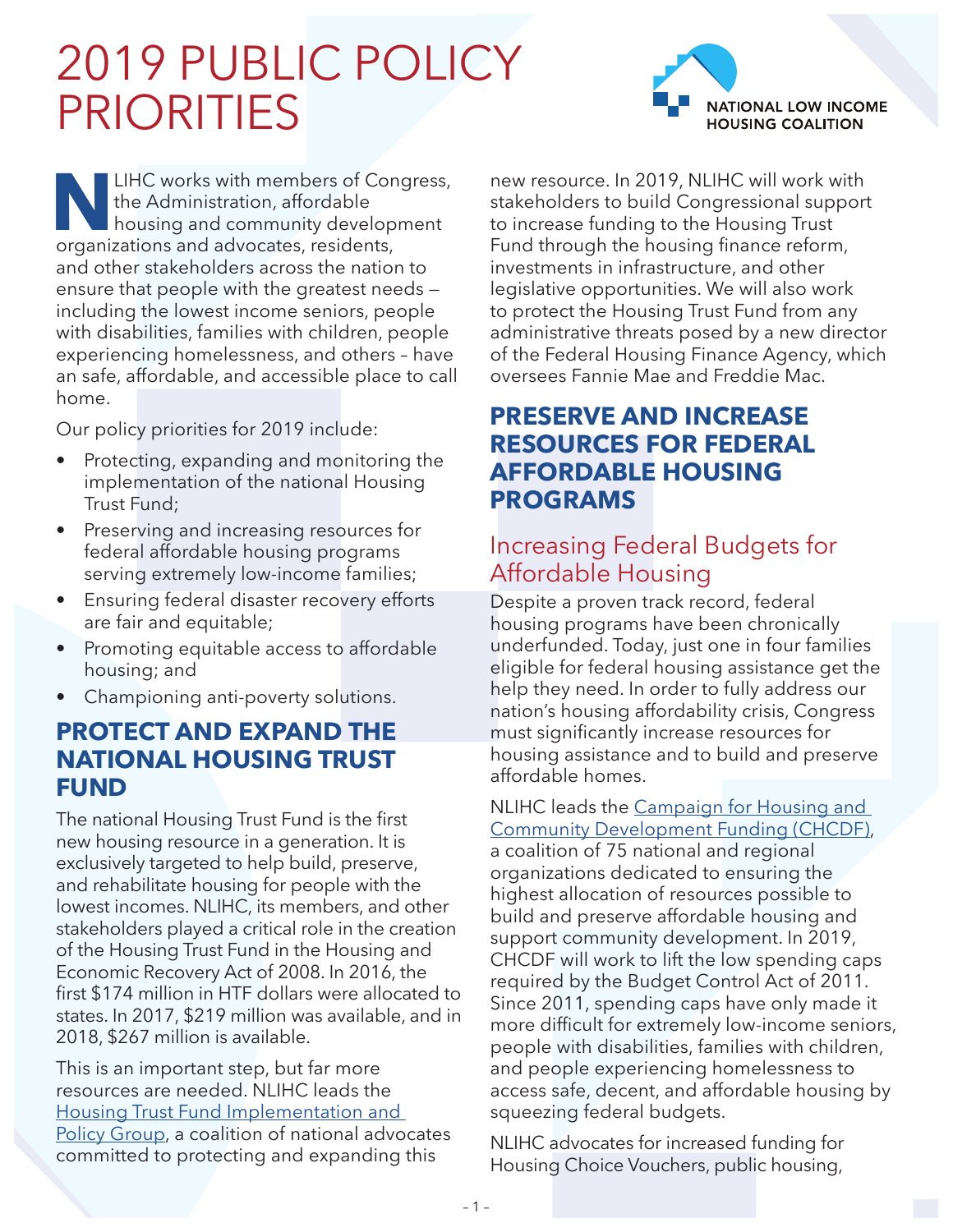# 2019 PUBLIC POLICY PRIORITIES

NATIONAL LOW INCOME HOUSING COALITION

NLIHC works with members of Congress, the Administration, affordable housing and community development organizations and advocates, residents, and other stakeholders across the nation to ensure that people with the greatest needs — including the lowest income seniors, people with disabilities, families with children, people experiencing homelessness, and others – have an safe, affordable, and accessible place to call home.

Our policy priorities for 2019 include:

- Protecting, expanding and monitoring the implementation of the national Housing Trust Fund;
- Preserving and increasing resources for federal affordable housing programs serving extremely low-income families;
- Ensuring federal disaster recovery efforts are fair and equitable;
- Promoting equitable access to affordable housing; and
- Championing anti-poverty solutions.

## PROTECT AND EXPAND THE NATIONAL HOUSING TRUST FUND

The national Housing Trust Fund is the first new housing resource in a generation. It is exclusively targeted to help build, preserve, and rehabilitate housing for people with the lowest incomes. NLIHC, its members, and other stakeholders played a critical role in the creation of the Housing Trust Fund in the Housing and Economic Recovery Act of 2008. In 2016, the first $174 million in HTF dollars were allocated to states. In 2017, $219 million was available, and in 2018, $267 million is available.

This is an important step, but far more resources are needed. NLIHC leads the Housing Trust Fund Implementation and Policy Group, a coalition of national advocates committed to protecting and expanding this new resource. In 2019, NLIHC will work with stakeholders to build Congressional support to increase funding to the Housing Trust Fund through the housing finance reform, investments in infrastructure, and other legislative opportunities. We will also work to protect the Housing Trust Fund from any administrative threats posed by a new director of the Federal Housing Finance Agency, which oversees Fannie Mae and Freddie Mac.

## PRESERVE AND INCREASE RESOURCES FOR FEDERAL AFFORDABLE HOUSING PROGRAMS

### Increasing Federal Budgets for Affordable Housing

Despite a proven track record, federal housing programs have been chronically underfunded. Today, just one in four families eligible for federal housing assistance get the help they need. In order to fully address our nation's housing affordability crisis, Congress must significantly increase resources for housing assistance and to build and preserve affordable homes.

NLIHC leads the Campaign for Housing and Community Development Funding (CHCDF), a coalition of 75 national and regional organizations dedicated to ensuring the highest allocation of resources possible to build and preserve affordable housing and support community development. In 2019, CHCDF will work to lift the low spending caps required by the Budget Control Act of 2011. Since 2011, spending caps have only made it more difficult for extremely low-income seniors, people with disabilities, families with children, and people experiencing homelessness to access safe, decent, and affordable housing by squeezing federal budgets.

NLIHC advocates for increased funding for Housing Choice Vouchers, public housing,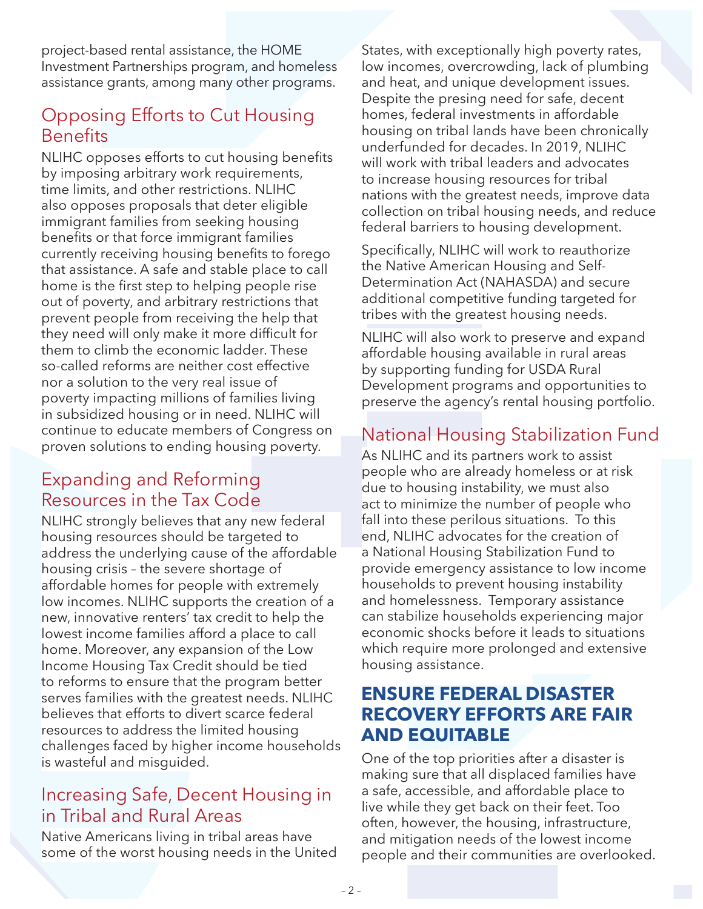project-based rental assistance, the HOME Investment Partnerships program, and homeless assistance grants, among many other programs.

### Opposing Efforts to Cut Housing Benefits

NLIHC opposes efforts to cut housing benefits by imposing arbitrary work requirements, time limits, and other restrictions. NLIHC also opposes proposals that deter eligible immigrant families from seeking housing benefits or that force immigrant families currently receiving housing benefits to forego that assistance. A safe and stable place to call home is the first step to helping people rise out of poverty, and arbitrary restrictions that prevent people from receiving the help that they need will only make it more difficult for them to climb the economic ladder. These so-called reforms are neither cost effective nor a solution to the very real issue of poverty impacting millions of families living in subsidized housing or in need. NLIHC will continue to educate members of Congress on proven solutions to ending housing poverty.

### Expanding and Reforming Resources in the Tax Code

NLIHC strongly believes that any new federal housing resources should be targeted to address the underlying cause of the affordable housing crisis – the severe shortage of affordable homes for people with extremely low incomes. NLIHC supports the creation of a new, innovative renters' tax credit to help the lowest income families afford a place to call home. Moreover, any expansion of the Low Income Housing Tax Credit should be tied to reforms to ensure that the program better serves families with the greatest needs. NLIHC believes that efforts to divert scarce federal resources to address the limited housing challenges faced by higher income households is wasteful and misguided.

### Increasing Safe, Decent Housing in in Tribal and Rural Areas

Native Americans living in tribal areas have some of the worst housing needs in the United States, with exceptionally high poverty rates, low incomes, overcrowding, lack of plumbing and heat, and unique development issues. Despite the presing need for safe, decent homes, federal investments in affordable housing on tribal lands have been chronically underfunded for decades. In 2019, NLIHC will work with tribal leaders and advocates to increase housing resources for tribal nations with the greatest needs, improve data collection on tribal housing needs, and reduce federal barriers to housing development.

Specifically, NLIHC will work to reauthorize the Native American Housing and Self-Determination Act (NAHASDA) and secure additional competitive funding targeted for tribes with the greatest housing needs.

NLIHC will also work to preserve and expand affordable housing available in rural areas by supporting funding for USDA Rural Development programs and opportunities to preserve the agency's rental housing portfolio.

### National Housing Stabilization Fund

As NLIHC and its partners work to assist people who are already homeless or at risk due to housing instability, we must also act to minimize the number of people who fall into these perilous situations. To this end, NLIHC advocates for the creation of a National Housing Stabilization Fund to provide emergency assistance to low income households to prevent housing instability and homelessness. Temporary assistance can stabilize households experiencing major economic shocks before it leads to situations which require more prolonged and extensive housing assistance.

## ENSURE FEDERAL DISASTER RECOVERY EFFORTS ARE FAIR AND EQUITABLE

One of the top priorities after a disaster is making sure that all displaced families have a safe, accessible, and affordable place to live while they get back on their feet. Too often, however, the housing, infrastructure, and mitigation needs of the lowest income people and their communities are overlooked.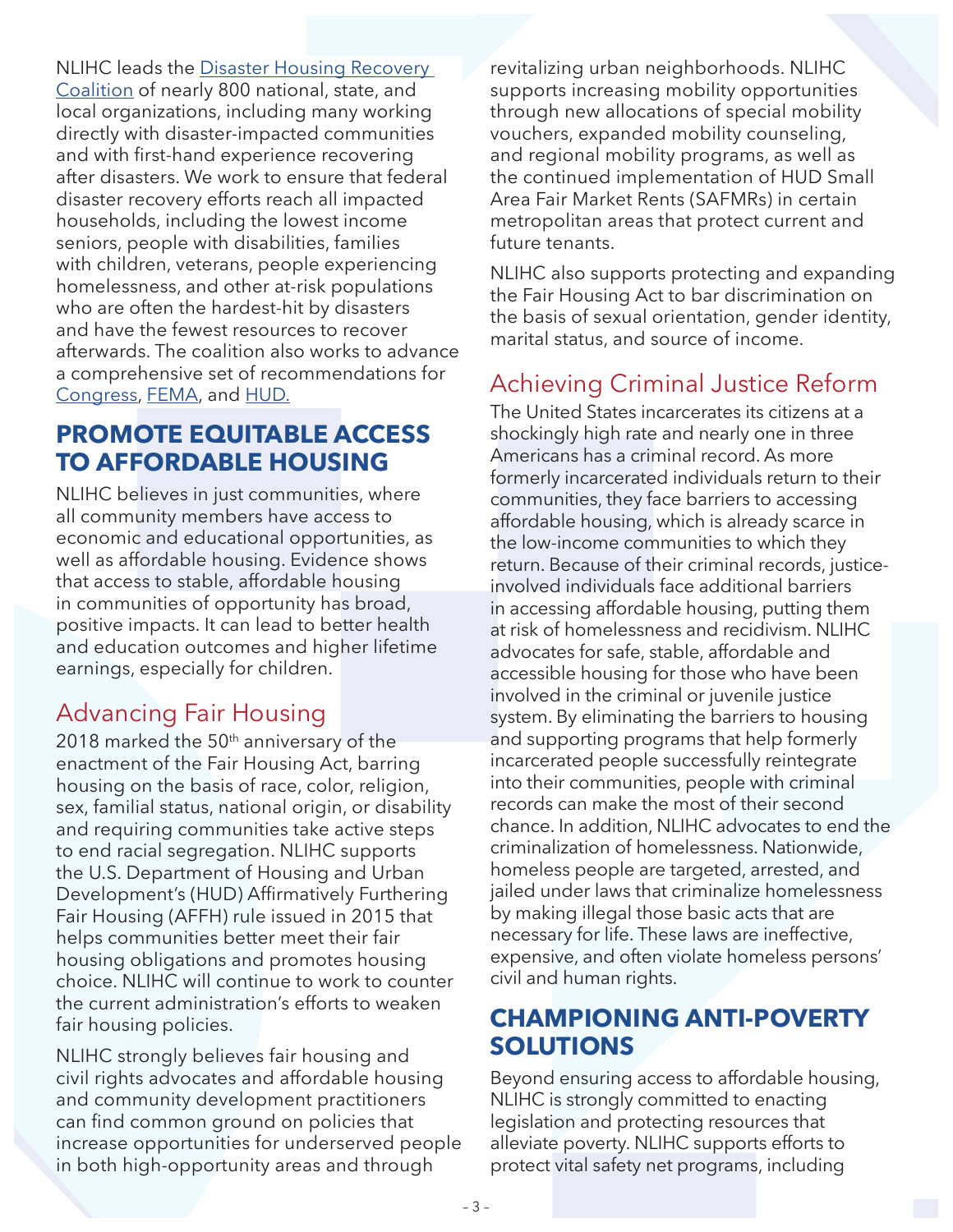NLIHC leads the [Disaster Housing Recovery Coalition](Disaster Housing Recovery Coalition) of nearly 800 national, state, and local organizations, including many working directly with disaster-impacted communities and with first-hand experience recovering after disasters. We work to ensure that federal disaster recovery efforts reach all impacted households, including the lowest income seniors, people with disabilities, families with children, veterans, people experiencing homelessness, and other at-risk populations who are often the hardest-hit by disasters and have the fewest resources to recover afterwards. The coalition also works to advance a comprehensive set of recommendations for Congress, FEMA, and HUD.

## PROMOTE EQUITABLE ACCESS TO AFFORDABLE HOUSING

NLIHC believes in just communities, where all community members have access to economic and educational opportunities, as well as affordable housing. Evidence shows that access to stable, affordable housing in communities of opportunity has broad, positive impacts. It can lead to better health and education outcomes and higher lifetime earnings, especially for children.

### Advancing Fair Housing

2018 marked the 50th anniversary of the enactment of the Fair Housing Act, barring housing on the basis of race, color, religion, sex, familial status, national origin, or disability and requiring communities take active steps to end racial segregation. NLIHC supports the U.S. Department of Housing and Urban Development's (HUD) Affirmatively Furthering Fair Housing (AFFH) rule issued in 2015 that helps communities better meet their fair housing obligations and promotes housing choice. NLIHC will continue to work to counter the current administration's efforts to weaken fair housing policies.

NLIHC strongly believes fair housing and civil rights advocates and affordable housing and community development practitioners can find common ground on policies that increase opportunities for underserved people in both high-opportunity areas and through revitalizing urban neighborhoods. NLIHC supports increasing mobility opportunities through new allocations of special mobility vouchers, expanded mobility counseling, and regional mobility programs, as well as the continued implementation of HUD Small Area Fair Market Rents (SAFMRs) in certain metropolitan areas that protect current and future tenants.

NLIHC also supports protecting and expanding the Fair Housing Act to bar discrimination on the basis of sexual orientation, gender identity, marital status, and source of income.

### Achieving Criminal Justice Reform

The United States incarcerates its citizens at a shockingly high rate and nearly one in three Americans has a criminal record. As more formerly incarcerated individuals return to their communities, they face barriers to accessing affordable housing, which is already scarce in the low-income communities to which they return. Because of their criminal records, justice-involved individuals face additional barriers in accessing affordable housing, putting them at risk of homelessness and recidivism. NLIHC advocates for safe, stable, affordable and accessible housing for those who have been involved in the criminal or juvenile justice system. By eliminating the barriers to housing and supporting programs that help formerly incarcerated people successfully reintegrate into their communities, people with criminal records can make the most of their second chance. In addition, NLIHC advocates to end the criminalization of homelessness. Nationwide, homeless people are targeted, arrested, and jailed under laws that criminalize homelessness by making illegal those basic acts that are necessary for life. These laws are ineffective, expensive, and often violate homeless persons' civil and human rights.

## CHAMPIONING ANTI-POVERTY SOLUTIONS

Beyond ensuring access to affordable housing, NLIHC is strongly committed to enacting legislation and protecting resources that alleviate poverty. NLIHC supports efforts to protect vital safety net programs, including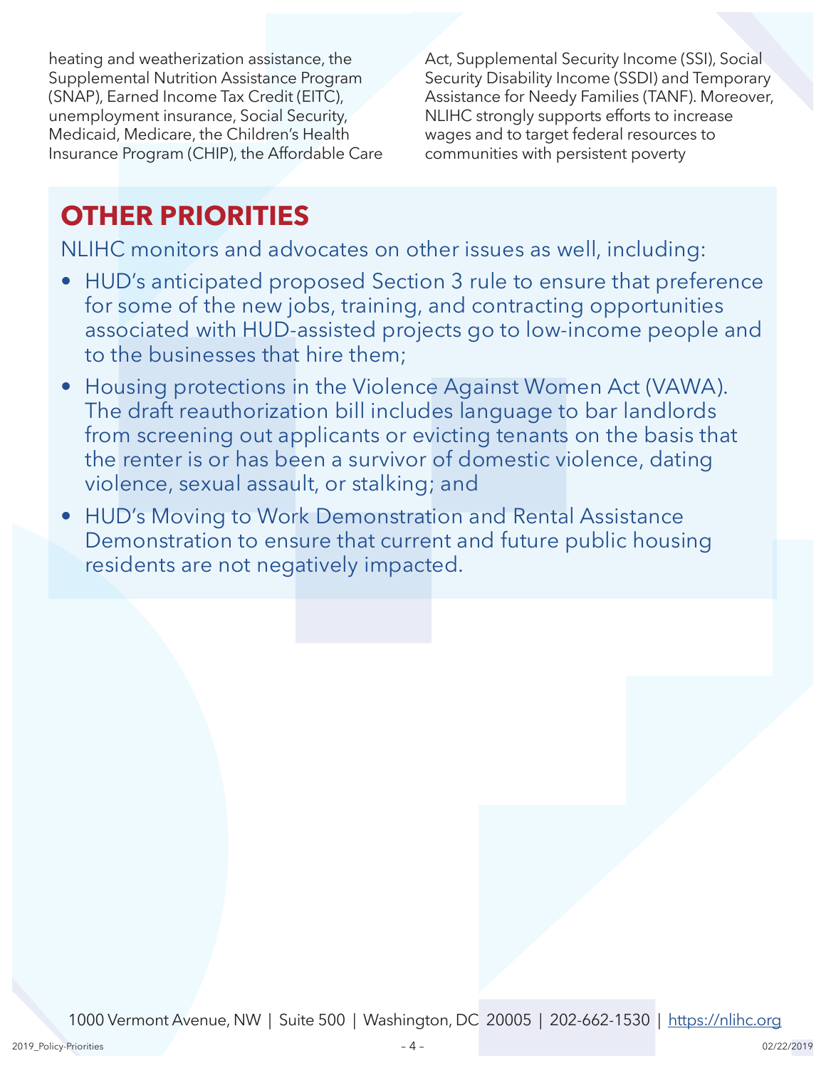heating and weatherization assistance, the Supplemental Nutrition Assistance Program (SNAP), Earned Income Tax Credit (EITC), unemployment insurance, Social Security, Medicaid, Medicare, the Children's Health Insurance Program (CHIP), the Affordable Care Act, Supplemental Security Income (SSI), Social Security Disability Income (SSDI) and Temporary Assistance for Needy Families (TANF). Moreover, NLIHC strongly supports efforts to increase wages and to target federal resources to communities with persistent poverty

## OTHER PRIORITIES

NLIHC monitors and advocates on other issues as well, including:

- HUD's anticipated proposed Section 3 rule to ensure that preference for some of the new jobs, training, and contracting opportunities associated with HUD-assisted projects go to low-income people and to the businesses that hire them;
- Housing protections in the Violence Against Women Act (VAWA). The draft reauthorization bill includes language to bar landlords from screening out applicants or evicting tenants on the basis that the renter is or has been a survivor of domestic violence, dating violence, sexual assault, or stalking; and
- HUD's Moving to Work Demonstration and Rental Assistance Demonstration to ensure that current and future public housing residents are not negatively impacted.

1000 Vermont Avenue, NW | Suite 500 | Washington, DC 20005 | 202-662-1530 | https://nlihc.org